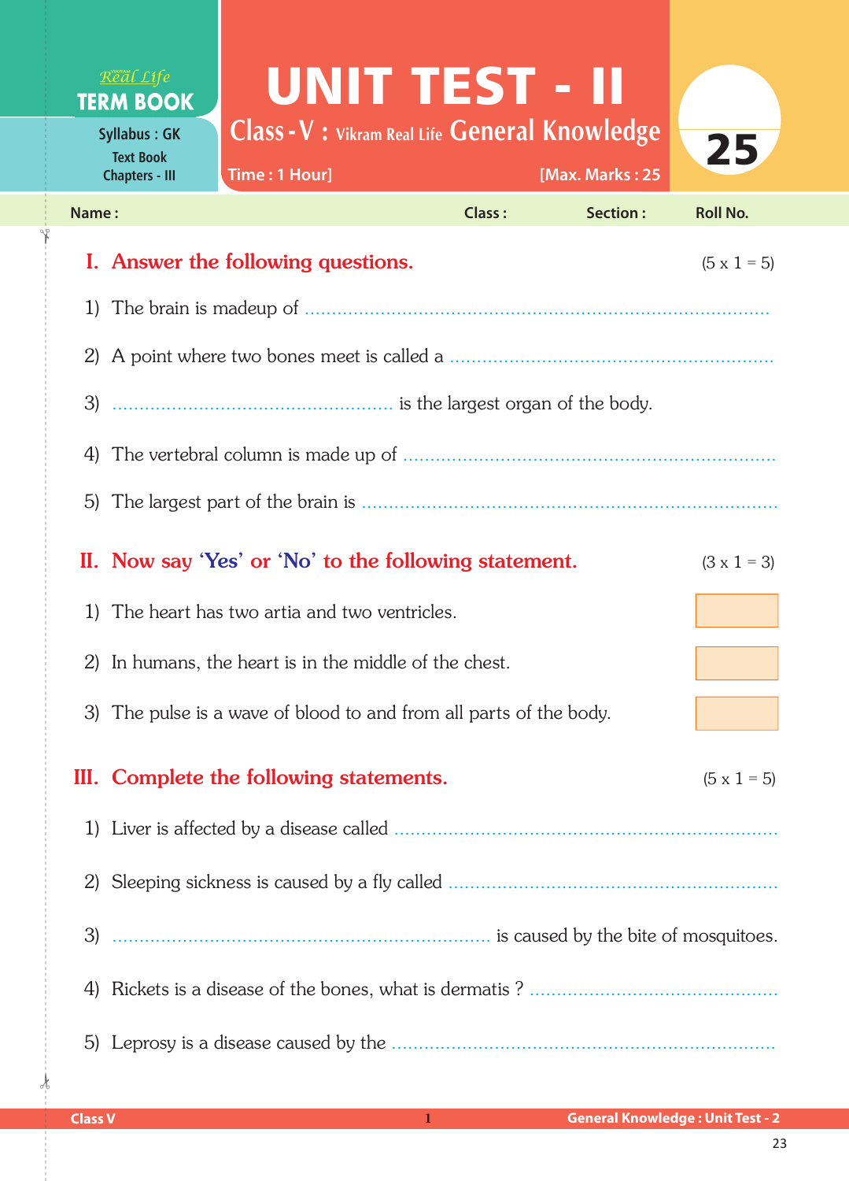Real Life
**TERM BOOK**

Syllabus : GK
Text Book
Chapters - III

# UNIT TEST - II

## Class - V : Vikram Real Life General Knowledge

Time : 1 Hour] [Max. Marks : 25

25

Name : Class : Section : Roll No.

## I. Answer the following questions. (5 x 1 = 5)

1) The brain is madeup of ..........................................................................

2) A point where two bones meet is called a ..........................................................

3) .................................................... is the largest organ of the body.

4) The vertebral column is made up of ..................................................................

5) The largest part of the brain is ..........................................................................

## II. Now say 'Yes' or 'No' to the following statement. (3 x 1 = 3)

1) The heart has two artia and two ventricles. [ ]

2) In humans, the heart is in the middle of the chest. [ ]

3) The pulse is a wave of blood to and from all parts of the body. [ ]

## III. Complete the following statements. (5 x 1 = 5)

1) Liver is affected by a disease called ..................................................................

2) Sleeping sickness is caused by a fly called ..........................................................

3) .................................................................... is caused by the bite of mosquitoes.

4) Rickets is a disease of the bones, what is dermatis ? ............................................

5) Leprosy is a disease caused by the ..................................................................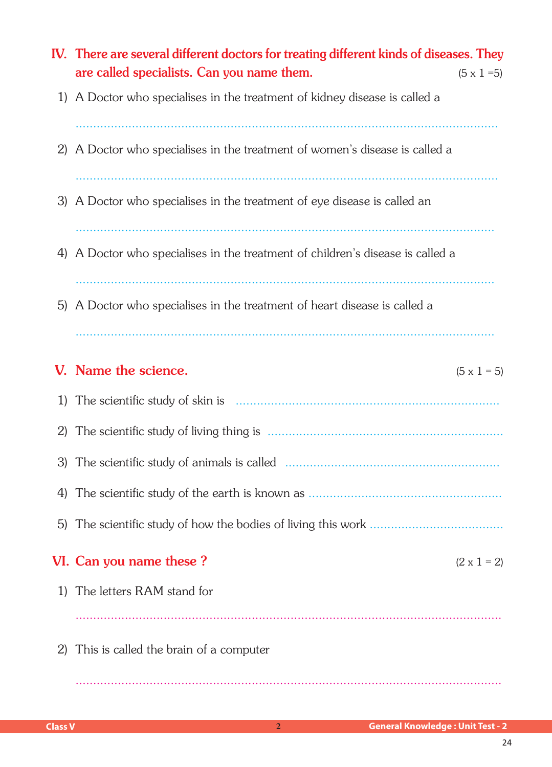## IV. There are several different doctors for treating different kinds of diseases. They are called specialists. Can you name them. (5 x 1 =5)

1) A Doctor who specialises in the treatment of kidney disease is called a

..........................................................................................................

2) A Doctor who specialises in the treatment of women's disease is called a

..........................................................................................................

3) A Doctor who specialises in the treatment of eye disease is called an

..........................................................................................................

4) A Doctor who specialises in the treatment of children's disease is called a

..........................................................................................................

5) A Doctor who specialises in the treatment of heart disease is called a

..........................................................................................................

## V. Name the science. (5 x 1 = 5)

1) The scientific study of skin is ..........................................................................

2) The scientific study of living thing is ..................................................................

3) The scientific study of animals is called ...........................................................

4) The scientific study of the earth is known as ......................................................

5) The scientific study of how the bodies of living this work .....................................

## VI. Can you name these ? (2 x 1 = 2)

1) The letters RAM stand for

..........................................................................................................

2) This is called the brain of a computer

..........................................................................................................